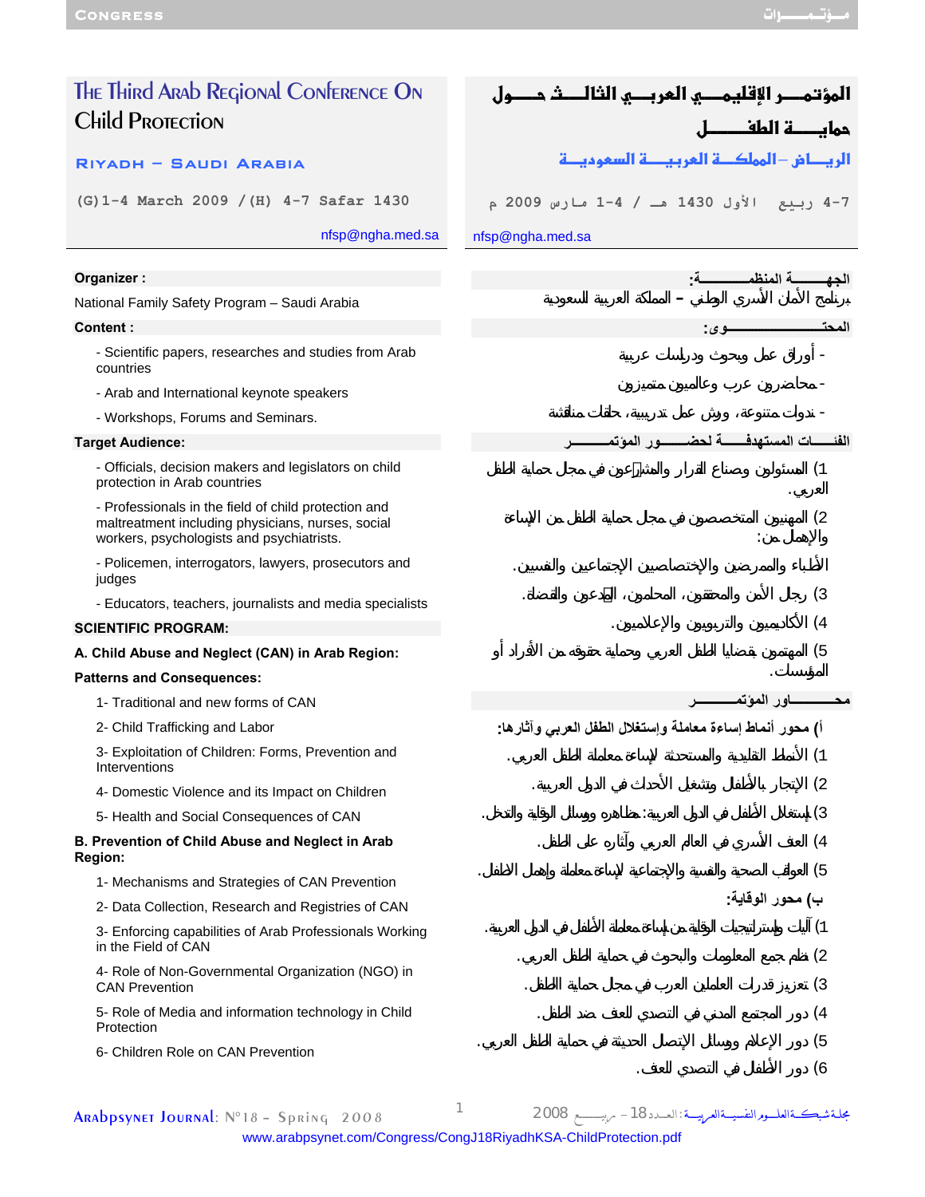# The Third Arab Regional Conference On Child Protection

**Riyadh – Saudi Arabia**

(G)1-4 March 2009 / (H) 4-7 Safar 1430

nfsp@ngha.med.sa

**Organizer :**

National Family Safety Program – Saudi Arabia

**Content :**

- Scientific papers, researches and studies from Arab countries
- Arab and International keynote speakers
- Workshops, Forums and Seminars.

**Target Audience:**

- Officials, decision makers and legislators on child protection in Arab countries
- Professionals in the field of child protection and maltreatment including physicians, nurses, social workers, psychologists and psychiatrists.
- Policemen, interrogators, lawyers, prosecutors and judges
- Educators, teachers, journalists and media specialists

**SCIENTIFIC PROGRAM:**

**A. Child Abuse and Neglect (CAN) in Arab Region: Patterns and Consequences:**

1- Traditional and new forms of CAN
2- Child Trafficking and Labor
3- Exploitation of Children: Forms, Prevention and Interventions
4- Domestic Violence and its Impact on Children
5- Health and Social Consequences of CAN

**B. Prevention of Child Abuse and Neglect in Arab Region:**

1- Mechanisms and Strategies of CAN Prevention
2- Data Collection, Research and Registries of CAN
3- Enforcing capabilities of Arab Professionals Working in the Field of CAN
4- Role of Non-Governmental Organization (NGO) in CAN Prevention
5- Role of Media and information technology in Child Protection
6- Children Role on CAN Prevention

# المؤتمر الإقليمي العربي الثالث حول حماية الطفل

**الرياض – المملكة العربية السعودية**

4-7 ربيع الأول 1430 هـ / 1-4 مارس 2009 م

nfsp@ngha.med.sa

**الجهة المنظمة:**

برنامج الأمان الأسري الوطني – المملكة العربية السعودية

**المحتوى:**

- أوراق عمل وبحوث ودراسات عربية
- محاضرون عرب وعالميون متميزون
- ندوات متنوعة، وورش عمل تدريبية، حلقات مناقشة

**الفئات المستهدفة لحضور المؤتمر**

1) المسئولون وصناع القرار والمشرعون في مجال حماية الطفل العربي.
2) المهنيون المتخصصون في مجال حماية الطفل من الإساءة والإهمال من:
الأطباء والممرضين والإختصاصيين الإجتماعيين والنفسيين.
3) رجال الأمن والمحققون، المحامون، المدعون والقضاة.
4) الأكاديميون والتربويون والإعلاميون.
5) المهتمون بقضايا الطفل العربي وحماية حقوقه من الأفراد أو المؤسسات.

**محاور المؤتمر**

**أ) محور أنماط إساءة معاملة وإستغلال الطفل العربي وآثارها:**

1) الأنماط التقليدية والمستحدثة لإساءة معاملة الطفل العربي.
2) الإتجار بالأطفال وتشغيل الأحداث في الدول العربية.
3) إستغلال الأطفال في الدول العربية: مظاهره ووسائل الوقاية والتدخل.
4) العنف الأسري في العالم العربي وآثاره على الطفل.
5) العواقب الصحية والنفسية والإجتماعية لإساءة معاملة وإهمال الأطفال.

**ب) محور الوقاية:**

1) آليات وإستراتيجيات الوقاية من إساءة معاملة الأطفال في الدول العربية.
2) نظم جمع المعلومات والبحوث في حماية الطفل العربي.
3) تعزيز قدرات العاملين العرب في مجال حماية الأطفال.
4) دور المجتمع المدني في التصدي للعنف ضد الطفل.
5) دور الإعلام ووسائل الإتصال الحديثة في حماية الطفل العربي.
6) دور الأطفال في التصدي للعنف.

www.arabpsynet.com/Congress/CongJ18RiyadhKSA-ChildProtection.pdf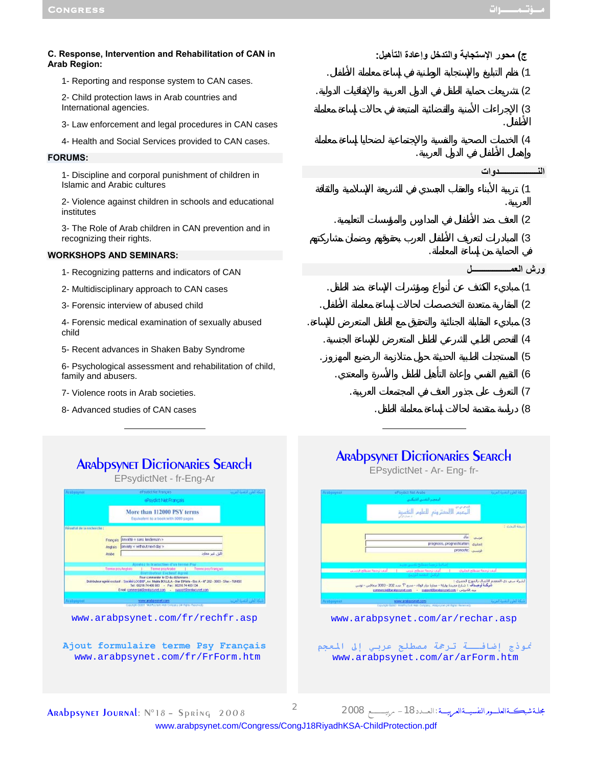### C. Response, Intervention and Rehabilitation of CAN in Arab Region:

1- Reporting and response system to CAN cases.

2- Child protection laws in Arab countries and International agencies.

3- Law enforcement and legal procedures in CAN cases

4- Health and Social Services provided to CAN cases.

### FORUMS:

1- Discipline and corporal punishment of children in Islamic and Arabic cultures

2- Violence against children in schools and educational institutes

3- The Role of Arab children in CAN prevention and in recognizing their rights.

### WORKSHOPS AND SEMINARS:

1- Recognizing patterns and indicators of CAN

2- Multidisciplinary approach to CAN cases

3- Forensic interview of abused child

4- Forensic medical examination of sexually abused child

5- Recent advances in Shaken Baby Syndrome

6- Psychological assessment and rehabilitation of child, family and abusers.

7- Violence roots in Arab societies.

8- Advanced studies of CAN cases

### ج) محور الإستجابة والتدخل وإعادة التأهيل:

1) نظم التبليغ والإستجابة الوطنية في إساءة معاملة الأطفال.

2) تشريعات حماية الطفل في الدول العربية والإتفاقيات الدولية.

3) الإجراءات الأمنية والقضائية المتبعة في حالات إساءة معاملة الأطفال.

4) الخدمات الصحية والنفسية والإجتماعية لضحايا إساءة معاملة وإهمال الأطفال في الدول العربية.

### النــــــــــدوات

1) تربية الأبناء والعقاب الجسدي في الشريعة الإسلامية والثقافة العربية.

2) العنف ضد الأطفال في المدارس والمؤسسات التعليمية.

3) المبادرات لتعريف الأطفال العرب بحقوقهم وضمان مشاركتهم في الحماية من إساءة المعاملة.

### ورش العمــــــــــل

1) مبادىء الكشف عن أنواع ومؤشرات الإساءة ضد الطفل.

2) المقاربة متعددة التخصصات لحالات إساءة معاملة الأطفال.

3) مبادىء المقابلة الجنائية والتحقيق مع الطفل المتعرض للإساءة.

4) الفحص الطبي الشرعي للطفل المتعرض للإساءة الجنسية.

5) المستجدات الطبية الحديثة حول متلازمة الرضيع المهزوز.

6) التقيم النفسي وإعادة التأهيل للطفل والأسرة والمعتدي.

7) التعرف على جذور العنف في المجتمعات العربية.

8) دراسة متقدمة لحالات إساءة معاملة الطفل.

---

## Arabpsynet Dictionaries Search

EPsydictNet - fr-Eng-Ar

www.arabpsynet.com/fr/rechfr.asp

Ajout formulaire terme Psy Français
www.arabpsynet.com/fr/FrForm.htm

## Arabpsynet Dictionaries Search

EPsydictNet - Ar- Eng- fr-

www.arabpsynet.com/ar/rechar.asp

نموذج إضافـــة ترجمة مصطلح عربي إلى المعجم
www.arabpsynet.com/ar/arForm.htm

www.arabpsynet.com/Congress/CongJ18RiyadhKSA-ChildProtection.pdf